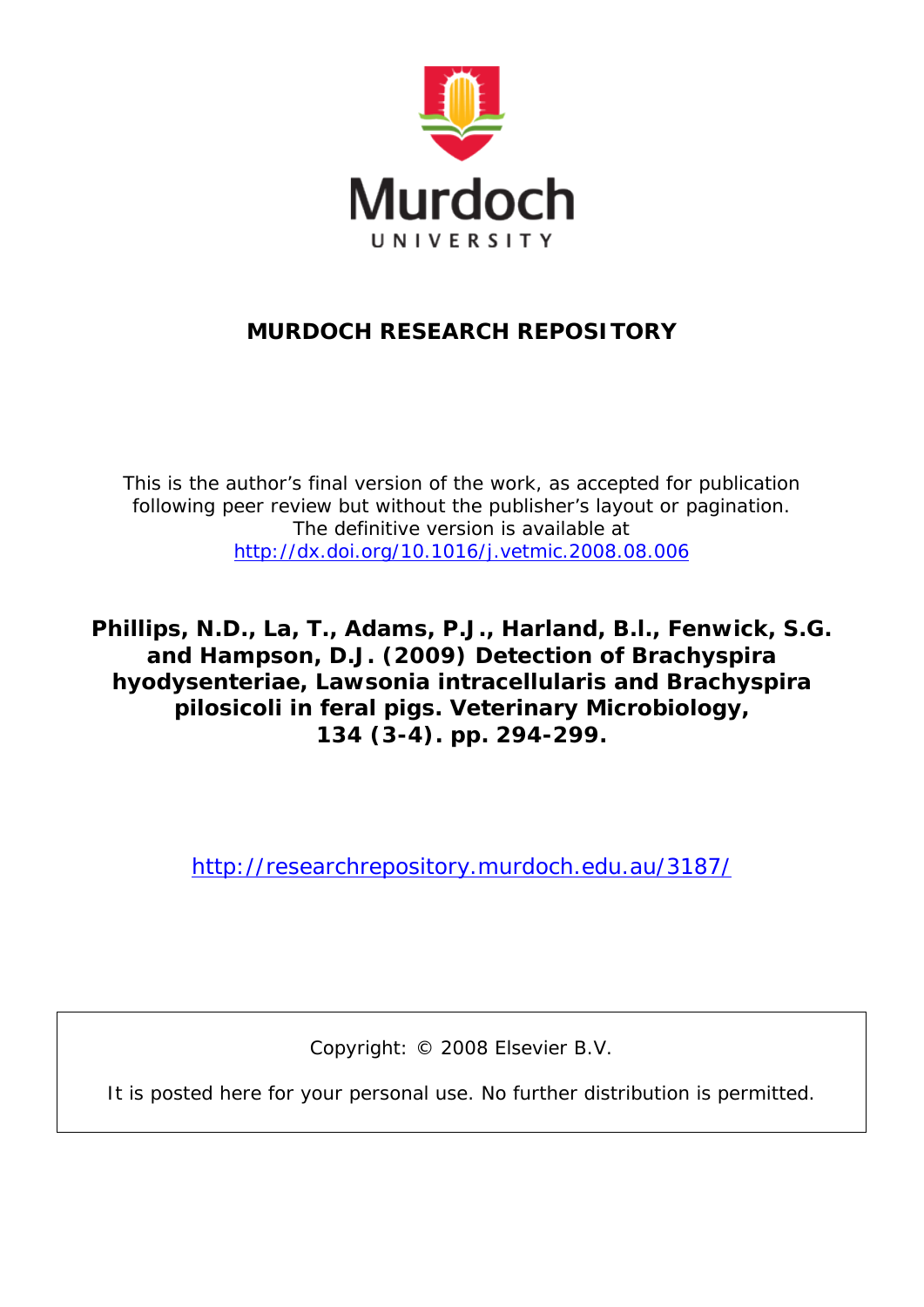Murdoch

UNIVERSITY

**MURDOCH RESEARCH REPOSITORY**

This is the author's final version of the work, as accepted for publication following peer review but without the publisher's layout or pagination. The definitive version is available at [http://dx.doi.org/10.1016/j.vetmic.2008.08.006](http://dx.doi.org/10.1016/j.vetmic.2008.08.006)

**Phillips, N.D., La, T., Adams, P.J., Harland, B.l., Fenwick, S.G. and Hampson, D.J. (2009) Detection of Brachyspira hyodysenteriae, Lawsonia intracellularis and Brachyspira pilosicoli in feral pigs. Veterinary Microbiology, 134 (3-4). pp. 294-299.**

[http://researchrepository.murdoch.edu.au/3187/](http://researchrepository.murdoch.edu.au/3187/)

Copyright: © 2008 Elsevier B.V.

It is posted here for your personal use. No further distribution is permitted.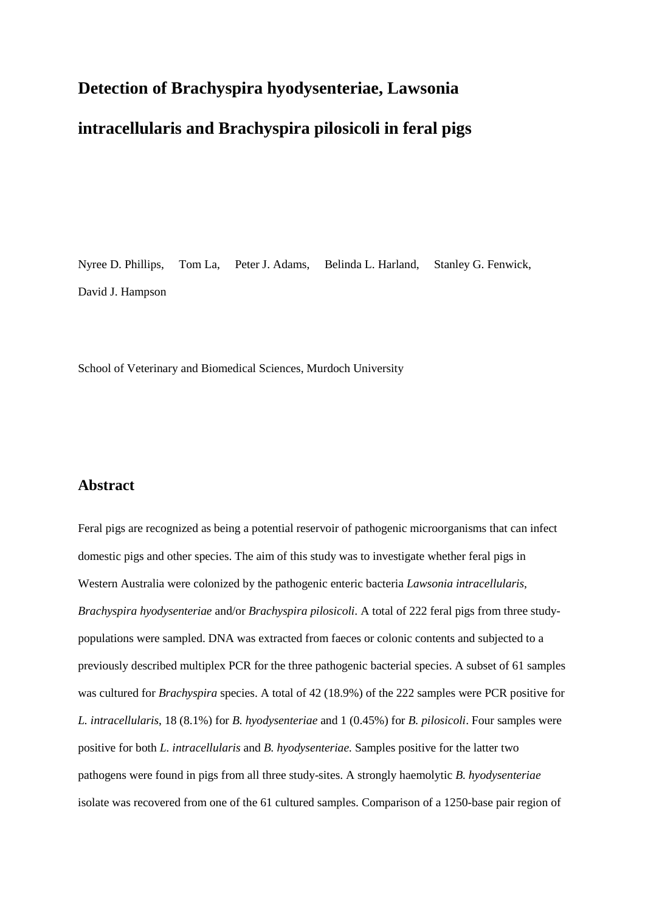# Detection of Brachyspira hyodysenteriae, Lawsonia intracellularis and Brachyspira pilosicoli in feral pigs

Nyree D. Phillips, Tom La, Peter J. Adams, Belinda L. Harland, Stanley G. Fenwick, David J. Hampson

School of Veterinary and Biomedical Sciences, Murdoch University

## Abstract

Feral pigs are recognized as being a potential reservoir of pathogenic microorganisms that can infect domestic pigs and other species. The aim of this study was to investigate whether feral pigs in Western Australia were colonized by the pathogenic enteric bacteria *Lawsonia intracellularis*, *Brachyspira hyodysenteriae* and/or *Brachyspira pilosicoli*. A total of 222 feral pigs from three study-populations were sampled. DNA was extracted from faeces or colonic contents and subjected to a previously described multiplex PCR for the three pathogenic bacterial species. A subset of 61 samples was cultured for *Brachyspira* species. A total of 42 (18.9%) of the 222 samples were PCR positive for *L. intracellularis*, 18 (8.1%) for *B. hyodysenteriae* and 1 (0.45%) for *B. pilosicoli*. Four samples were positive for both *L. intracellularis* and *B. hyodysenteriae.* Samples positive for the latter two pathogens were found in pigs from all three study-sites. A strongly haemolytic *B. hyodysenteriae* isolate was recovered from one of the 61 cultured samples. Comparison of a 1250-base pair region of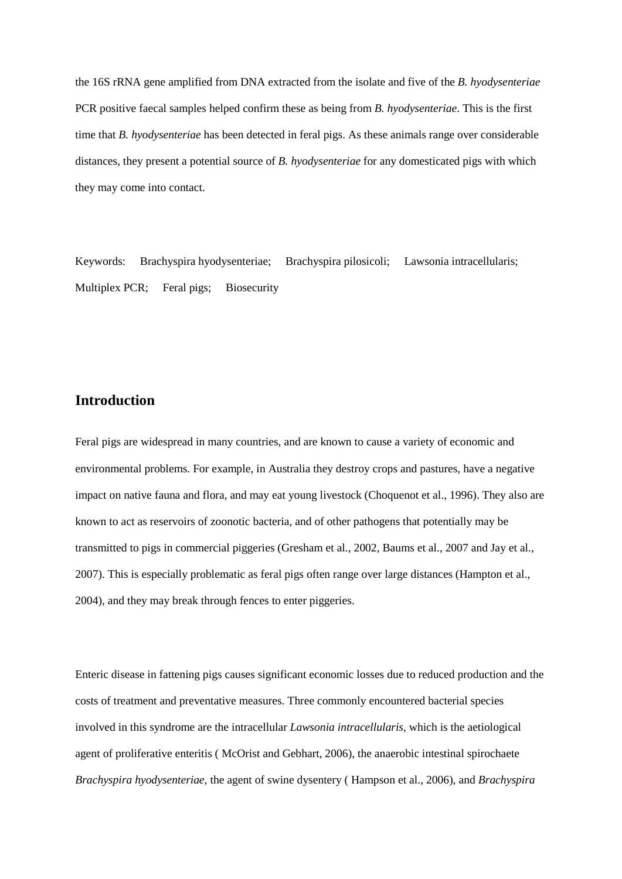the 16S rRNA gene amplified from DNA extracted from the isolate and five of the *B. hyodysenteriae* PCR positive faecal samples helped confirm these as being from *B. hyodysenteriae*. This is the first time that *B. hyodysenteriae* has been detected in feral pigs. As these animals range over considerable distances, they present a potential source of *B. hyodysenteriae* for any domesticated pigs with which they may come into contact.

Keywords: Brachyspira hyodysenteriae; Brachyspira pilosicoli; Lawsonia intracellularis; Multiplex PCR; Feral pigs; Biosecurity

## Introduction

Feral pigs are widespread in many countries, and are known to cause a variety of economic and environmental problems. For example, in Australia they destroy crops and pastures, have a negative impact on native fauna and flora, and may eat young livestock (Choquenot et al., 1996). They also are known to act as reservoirs of zoonotic bacteria, and of other pathogens that potentially may be transmitted to pigs in commercial piggeries (Gresham et al., 2002, Baums et al., 2007 and Jay et al., 2007). This is especially problematic as feral pigs often range over large distances (Hampton et al., 2004), and they may break through fences to enter piggeries.

Enteric disease in fattening pigs causes significant economic losses due to reduced production and the costs of treatment and preventative measures. Three commonly encountered bacterial species involved in this syndrome are the intracellular *Lawsonia intracellularis*, which is the aetiological agent of proliferative enteritis ( McOrist and Gebhart, 2006), the anaerobic intestinal spirochaete *Brachyspira hyodysenteriae*, the agent of swine dysentery ( Hampson et al., 2006), and *Brachyspira*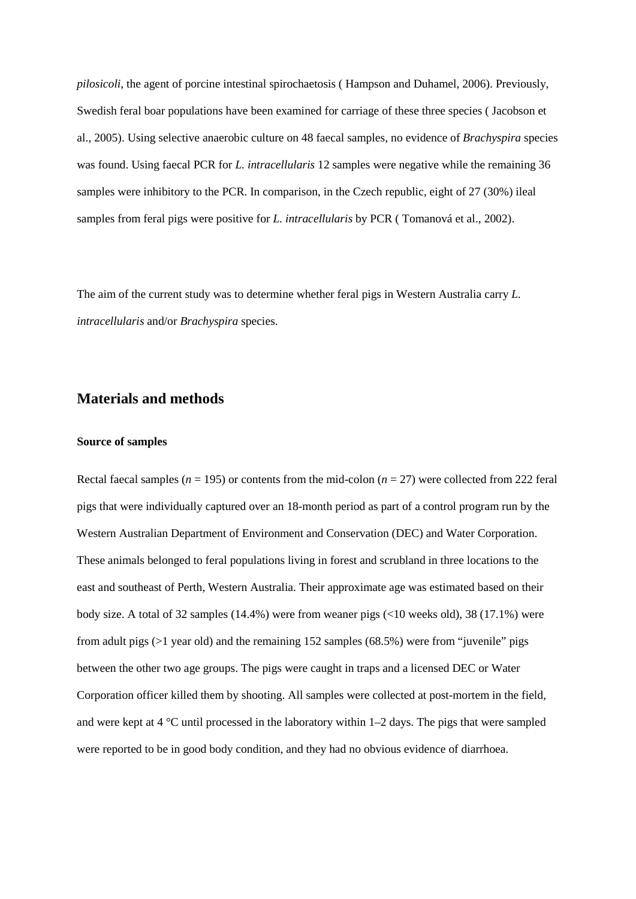*pilosicoli*, the agent of porcine intestinal spirochaetosis ( Hampson and Duhamel, 2006). Previously, Swedish feral boar populations have been examined for carriage of these three species ( Jacobson et al., 2005). Using selective anaerobic culture on 48 faecal samples, no evidence of *Brachyspira* species was found. Using faecal PCR for *L. intracellularis* 12 samples were negative while the remaining 36 samples were inhibitory to the PCR. In comparison, in the Czech republic, eight of 27 (30%) ileal samples from feral pigs were positive for *L. intracellularis* by PCR ( Tomanová et al., 2002).

The aim of the current study was to determine whether feral pigs in Western Australia carry *L. intracellularis* and/or *Brachyspira* species.

## Materials and methods

### Source of samples

Rectal faecal samples ($n$ = 195) or contents from the mid-colon ($n$ = 27) were collected from 222 feral pigs that were individually captured over an 18-month period as part of a control program run by the Western Australian Department of Environment and Conservation (DEC) and Water Corporation. These animals belonged to feral populations living in forest and scrubland in three locations to the east and southeast of Perth, Western Australia. Their approximate age was estimated based on their body size. A total of 32 samples (14.4%) were from weaner pigs (<10 weeks old), 38 (17.1%) were from adult pigs (>1 year old) and the remaining 152 samples (68.5%) were from "juvenile" pigs between the other two age groups. The pigs were caught in traps and a licensed DEC or Water Corporation officer killed them by shooting. All samples were collected at post-mortem in the field, and were kept at 4 °C until processed in the laboratory within 1–2 days. The pigs that were sampled were reported to be in good body condition, and they had no obvious evidence of diarrhoea.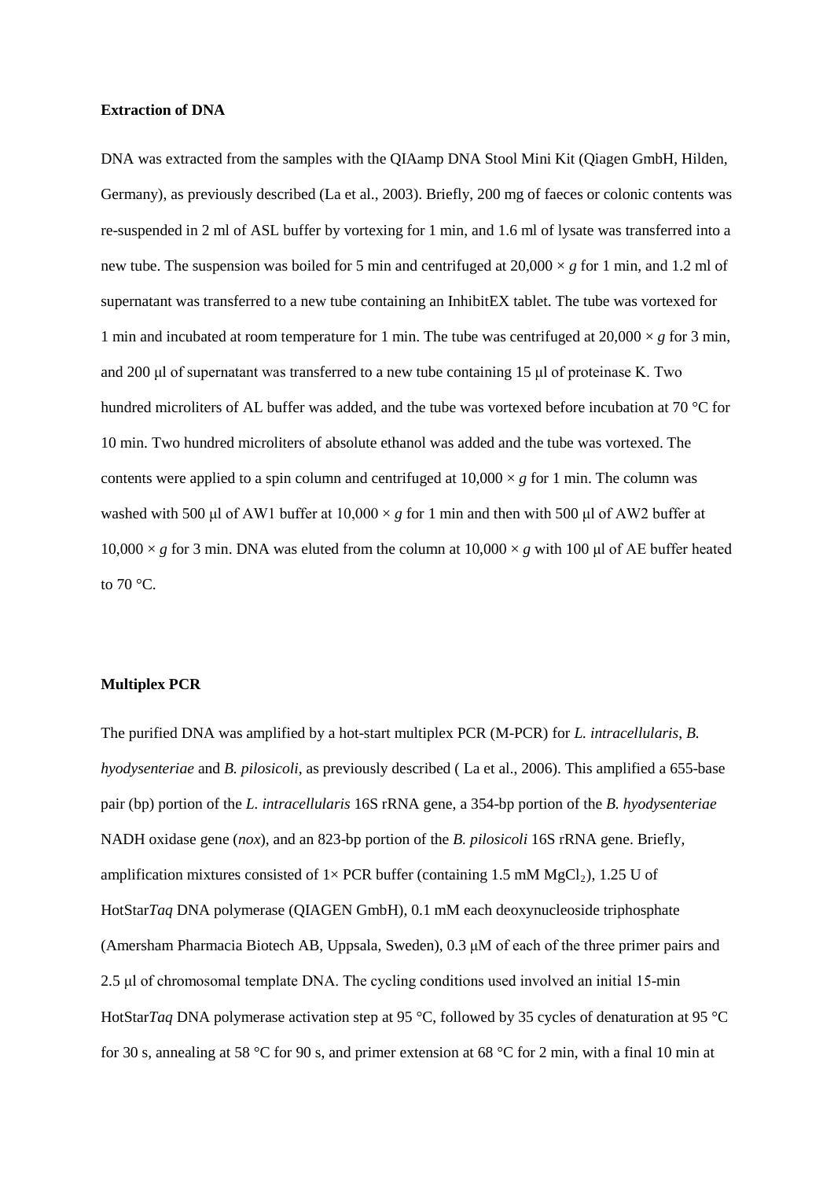**Extraction of DNA**

DNA was extracted from the samples with the QIAamp DNA Stool Mini Kit (Qiagen GmbH, Hilden, Germany), as previously described (La et al., 2003). Briefly, 200 mg of faeces or colonic contents was re-suspended in 2 ml of ASL buffer by vortexing for 1 min, and 1.6 ml of lysate was transferred into a new tube. The suspension was boiled for 5 min and centrifuged at 20,000 × *g* for 1 min, and 1.2 ml of supernatant was transferred to a new tube containing an InhibitEX tablet. The tube was vortexed for 1 min and incubated at room temperature for 1 min. The tube was centrifuged at 20,000 × *g* for 3 min, and 200 μl of supernatant was transferred to a new tube containing 15 μl of proteinase K. Two hundred microliters of AL buffer was added, and the tube was vortexed before incubation at 70 °C for 10 min. Two hundred microliters of absolute ethanol was added and the tube was vortexed. The contents were applied to a spin column and centrifuged at 10,000 × *g* for 1 min. The column was washed with 500 μl of AW1 buffer at 10,000 × *g* for 1 min and then with 500 μl of AW2 buffer at 10,000 × *g* for 3 min. DNA was eluted from the column at 10,000 × *g* with 100 μl of AE buffer heated to 70 °C.

**Multiplex PCR**

The purified DNA was amplified by a hot-start multiplex PCR (M-PCR) for *L. intracellularis*, *B. hyodysenteriae* and *B. pilosicoli*, as previously described ( La et al., 2006). This amplified a 655-base pair (bp) portion of the *L. intracellularis* 16S rRNA gene, a 354-bp portion of the *B. hyodysenteriae* NADH oxidase gene (*nox*), and an 823-bp portion of the *B. pilosicoli* 16S rRNA gene. Briefly, amplification mixtures consisted of 1× PCR buffer (containing 1.5 mM $MgCl_2$), 1.25 U of HotStar*Taq* DNA polymerase (QIAGEN GmbH), 0.1 mM each deoxynucleoside triphosphate (Amersham Pharmacia Biotech AB, Uppsala, Sweden), 0.3 μM of each of the three primer pairs and 2.5 μl of chromosomal template DNA. The cycling conditions used involved an initial 15-min HotStar*Taq* DNA polymerase activation step at 95 °C, followed by 35 cycles of denaturation at 95 °C for 30 s, annealing at 58 °C for 90 s, and primer extension at 68 °C for 2 min, with a final 10 min at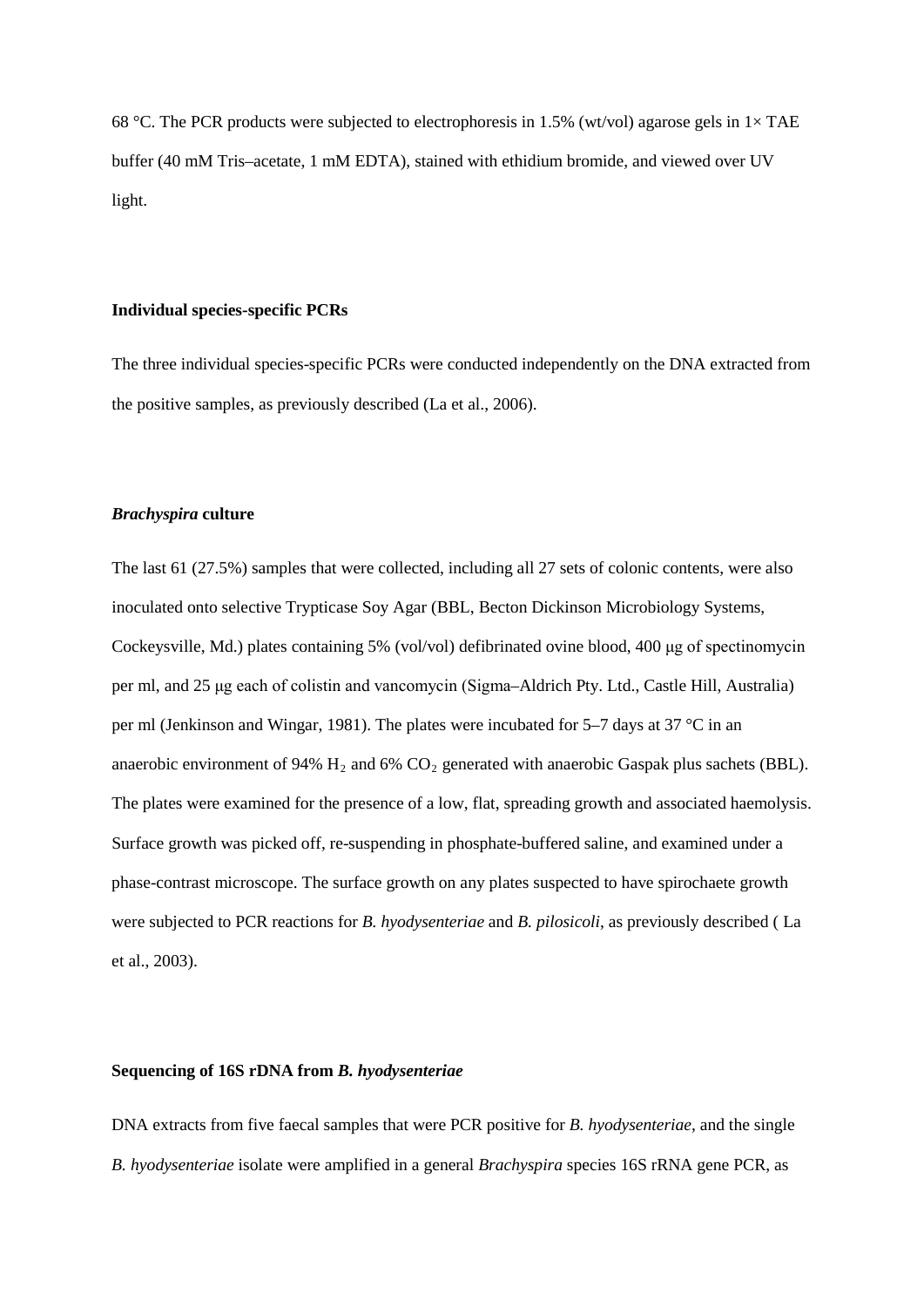68 °C. The PCR products were subjected to electrophoresis in 1.5% (wt/vol) agarose gels in 1× TAE buffer (40 mM Tris–acetate, 1 mM EDTA), stained with ethidium bromide, and viewed over UV light.

**Individual species-specific PCRs**

The three individual species-specific PCRs were conducted independently on the DNA extracted from the positive samples, as previously described (La et al., 2006).

***Brachyspira* culture**

The last 61 (27.5%) samples that were collected, including all 27 sets of colonic contents, were also inoculated onto selective Trypticase Soy Agar (BBL, Becton Dickinson Microbiology Systems, Cockeysville, Md.) plates containing 5% (vol/vol) defibrinated ovine blood, 400 μg of spectinomycin per ml, and 25 μg each of colistin and vancomycin (Sigma–Aldrich Pty. Ltd., Castle Hill, Australia) per ml (Jenkinson and Wingar, 1981). The plates were incubated for 5–7 days at 37 °C in an anaerobic environment of 94% $H_2$ and 6% $CO_2$ generated with anaerobic Gaspak plus sachets (BBL). The plates were examined for the presence of a low, flat, spreading growth and associated haemolysis. Surface growth was picked off, re-suspending in phosphate-buffered saline, and examined under a phase-contrast microscope. The surface growth on any plates suspected to have spirochaete growth were subjected to PCR reactions for *B. hyodysenteriae* and *B. pilosicoli*, as previously described ( La et al., 2003).

**Sequencing of 16S rDNA from *B. hyodysenteriae***

DNA extracts from five faecal samples that were PCR positive for *B. hyodysenteriae*, and the single *B. hyodysenteriae* isolate were amplified in a general *Brachyspira* species 16S rRNA gene PCR, as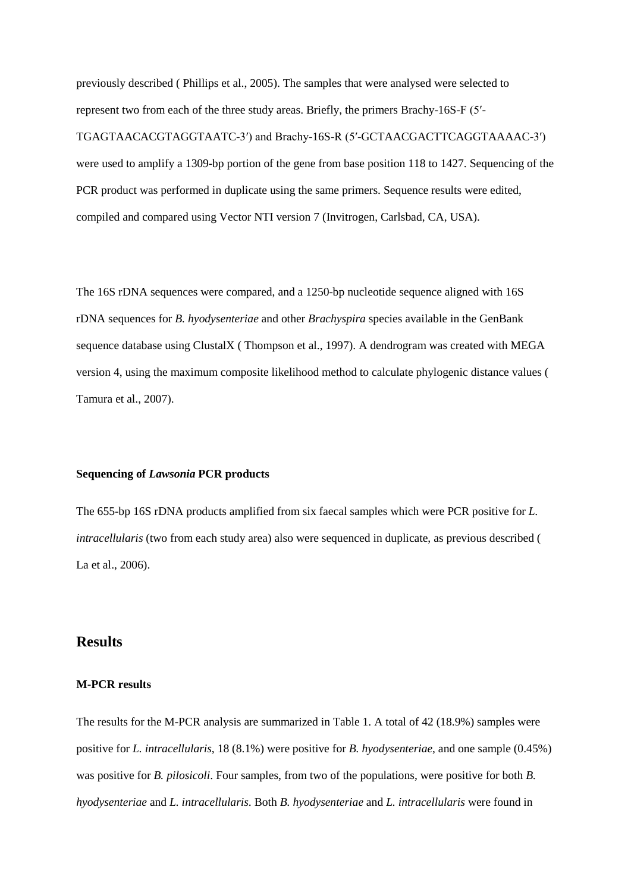previously described ( Phillips et al., 2005). The samples that were analysed were selected to represent two from each of the three study areas. Briefly, the primers Brachy-16S-F (5′-TGAGTAACACGTAGGTAATC-3′) and Brachy-16S-R (5′-GCTAACGACTTCAGGTAAAAC-3′) were used to amplify a 1309-bp portion of the gene from base position 118 to 1427. Sequencing of the PCR product was performed in duplicate using the same primers. Sequence results were edited, compiled and compared using Vector NTI version 7 (Invitrogen, Carlsbad, CA, USA).

The 16S rDNA sequences were compared, and a 1250-bp nucleotide sequence aligned with 16S rDNA sequences for *B. hyodysenteriae* and other *Brachyspira* species available in the GenBank sequence database using ClustalX ( Thompson et al., 1997). A dendrogram was created with MEGA version 4, using the maximum composite likelihood method to calculate phylogenic distance values ( Tamura et al., 2007).

#### Sequencing of *Lawsonia* PCR products

The 655-bp 16S rDNA products amplified from six faecal samples which were PCR positive for *L. intracellularis* (two from each study area) also were sequenced in duplicate, as previous described ( La et al., 2006).

## Results

#### M-PCR results

The results for the M-PCR analysis are summarized in Table 1. A total of 42 (18.9%) samples were positive for *L. intracellularis*, 18 (8.1%) were positive for *B. hyodysenteriae*, and one sample (0.45%) was positive for *B. pilosicoli*. Four samples, from two of the populations, were positive for both *B. hyodysenteriae* and *L. intracellularis*. Both *B. hyodysenteriae* and *L. intracellularis* were found in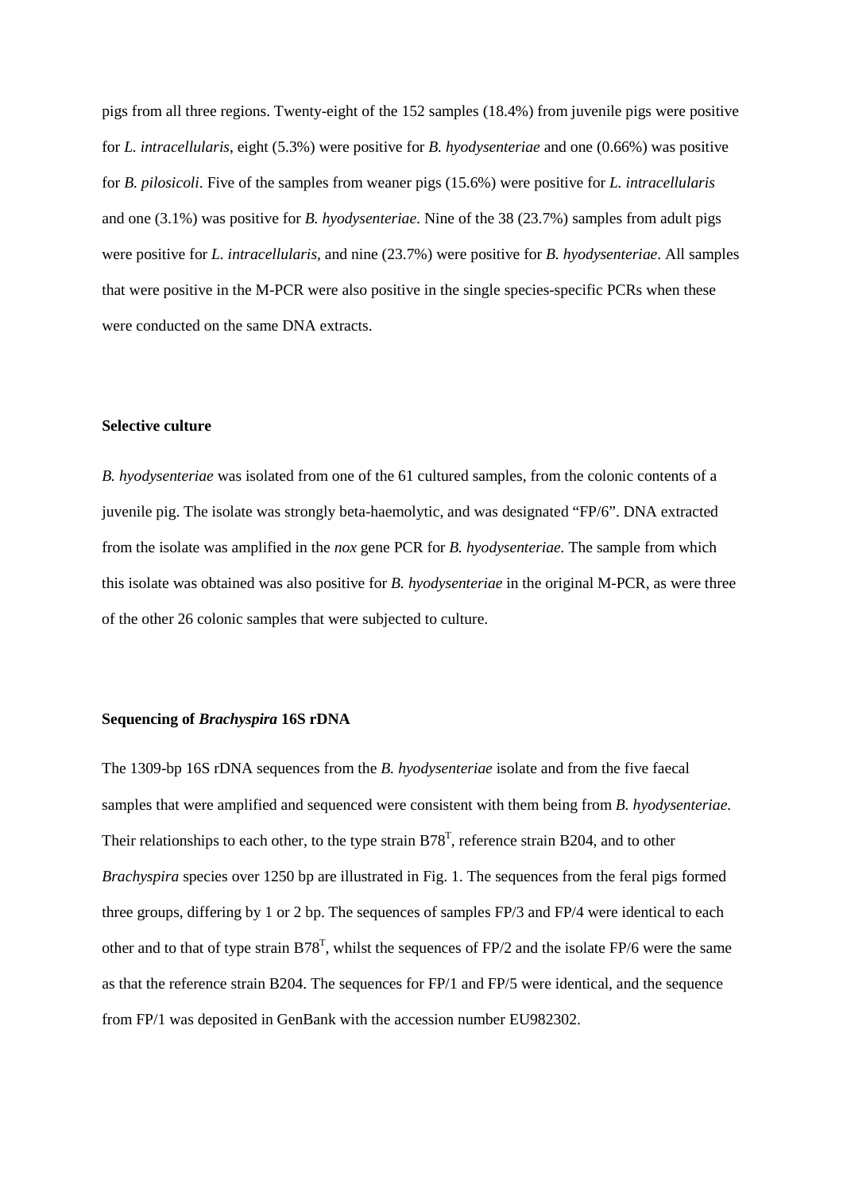pigs from all three regions. Twenty-eight of the 152 samples (18.4%) from juvenile pigs were positive for *L. intracellularis*, eight (5.3%) were positive for *B. hyodysenteriae* and one (0.66%) was positive for *B. pilosicoli*. Five of the samples from weaner pigs (15.6%) were positive for *L. intracellularis* and one (3.1%) was positive for *B. hyodysenteriae*. Nine of the 38 (23.7%) samples from adult pigs were positive for *L. intracellularis*, and nine (23.7%) were positive for *B. hyodysenteriae*. All samples that were positive in the M-PCR were also positive in the single species-specific PCRs when these were conducted on the same DNA extracts.

**Selective culture**

*B. hyodysenteriae* was isolated from one of the 61 cultured samples, from the colonic contents of a juvenile pig. The isolate was strongly beta-haemolytic, and was designated "FP/6". DNA extracted from the isolate was amplified in the *nox* gene PCR for *B. hyodysenteriae.* The sample from which this isolate was obtained was also positive for *B. hyodysenteriae* in the original M-PCR, as were three of the other 26 colonic samples that were subjected to culture.

**Sequencing of *Brachyspira* 16S rDNA**

The 1309-bp 16S rDNA sequences from the *B. hyodysenteriae* isolate and from the five faecal samples that were amplified and sequenced were consistent with them being from *B. hyodysenteriae.* Their relationships to each other, to the type strain $B78^T$, reference strain B204, and to other *Brachyspira* species over 1250 bp are illustrated in Fig. 1. The sequences from the feral pigs formed three groups, differing by 1 or 2 bp. The sequences of samples FP/3 and FP/4 were identical to each other and to that of type strain $B78^T$, whilst the sequences of FP/2 and the isolate FP/6 were the same as that the reference strain B204. The sequences for FP/1 and FP/5 were identical, and the sequence from FP/1 was deposited in GenBank with the accession number EU982302.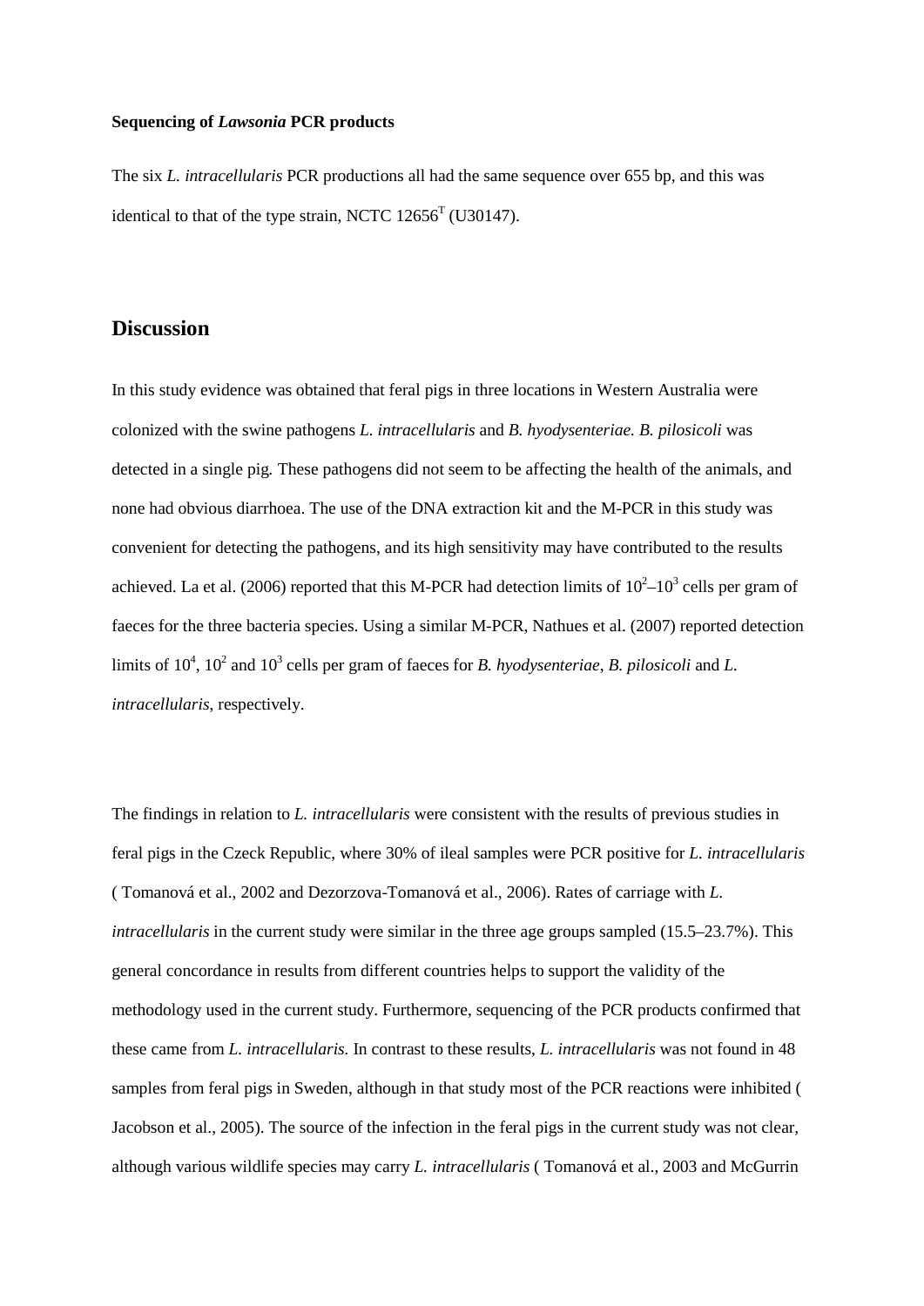**Sequencing of *Lawsonia* PCR products**

The six *L. intracellularis* PCR productions all had the same sequence over 655 bp, and this was identical to that of the type strain, NCTC 12656$^T$ (U30147).

## Discussion

In this study evidence was obtained that feral pigs in three locations in Western Australia were colonized with the swine pathogens *L. intracellularis* and *B. hyodysenteriae. B. pilosicoli* was detected in a single pig. These pathogens did not seem to be affecting the health of the animals, and none had obvious diarrhoea. The use of the DNA extraction kit and the M-PCR in this study was convenient for detecting the pathogens, and its high sensitivity may have contributed to the results achieved. La et al. (2006) reported that this M-PCR had detection limits of $10^2$–$10^3$ cells per gram of faeces for the three bacteria species. Using a similar M-PCR, Nathues et al. (2007) reported detection limits of $10^4$, $10^2$ and $10^3$ cells per gram of faeces for *B. hyodysenteriae*, *B. pilosicoli* and *L. intracellularis*, respectively.

The findings in relation to *L. intracellularis* were consistent with the results of previous studies in feral pigs in the Czeck Republic, where 30% of ileal samples were PCR positive for *L. intracellularis* ( Tomanová et al., 2002 and Dezorzova-Tomanová et al., 2006). Rates of carriage with *L. intracellularis* in the current study were similar in the three age groups sampled (15.5–23.7%). This general concordance in results from different countries helps to support the validity of the methodology used in the current study. Furthermore, sequencing of the PCR products confirmed that these came from *L. intracellularis.* In contrast to these results, *L. intracellularis* was not found in 48 samples from feral pigs in Sweden, although in that study most of the PCR reactions were inhibited ( Jacobson et al., 2005). The source of the infection in the feral pigs in the current study was not clear, although various wildlife species may carry *L. intracellularis* ( Tomanová et al., 2003 and McGurrin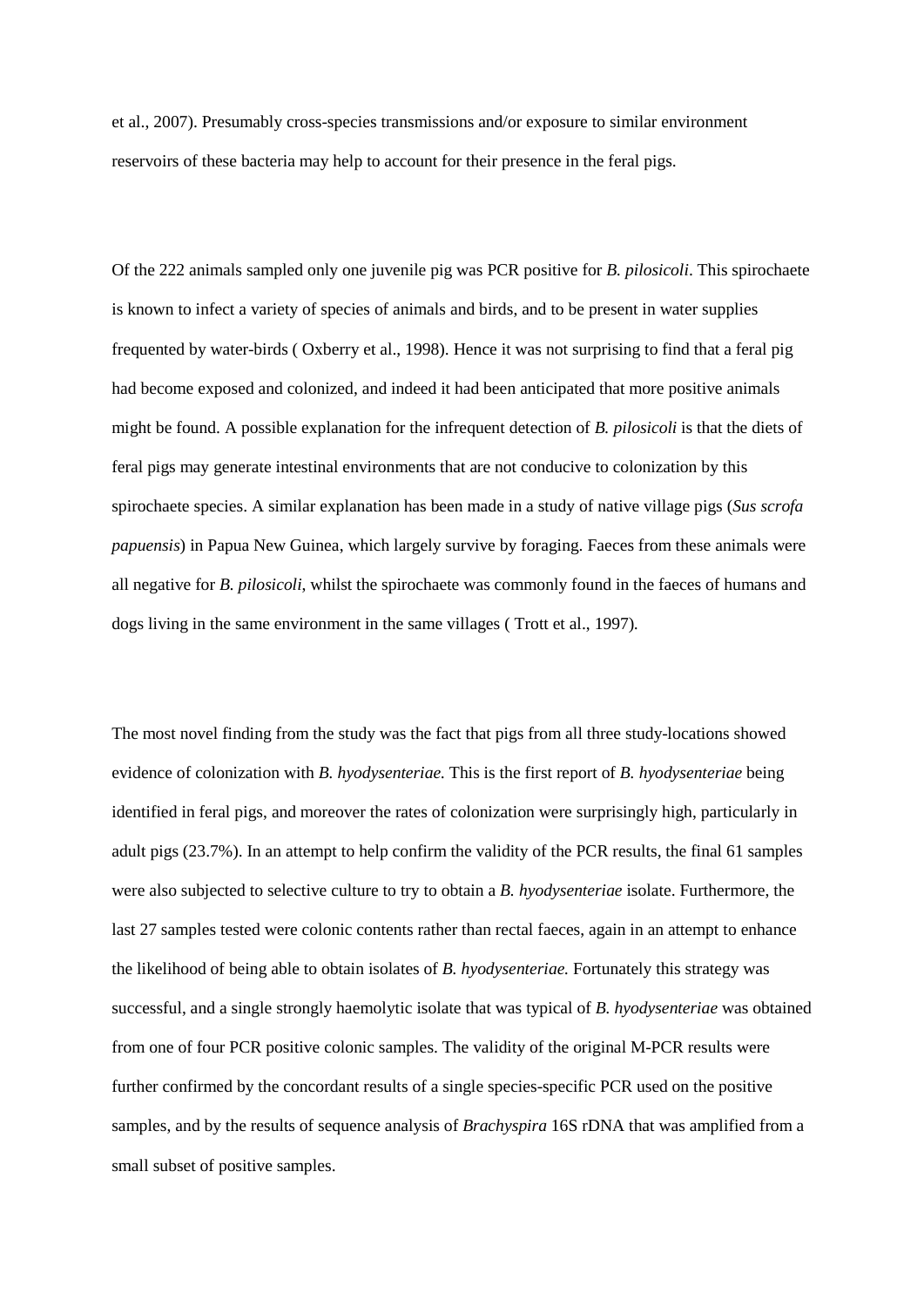et al., 2007). Presumably cross-species transmissions and/or exposure to similar environment reservoirs of these bacteria may help to account for their presence in the feral pigs.

Of the 222 animals sampled only one juvenile pig was PCR positive for *B. pilosicoli*. This spirochaete is known to infect a variety of species of animals and birds, and to be present in water supplies frequented by water-birds ( Oxberry et al., 1998). Hence it was not surprising to find that a feral pig had become exposed and colonized, and indeed it had been anticipated that more positive animals might be found. A possible explanation for the infrequent detection of *B. pilosicoli* is that the diets of feral pigs may generate intestinal environments that are not conducive to colonization by this spirochaete species. A similar explanation has been made in a study of native village pigs (*Sus scrofa papuensis*) in Papua New Guinea, which largely survive by foraging. Faeces from these animals were all negative for *B. pilosicoli*, whilst the spirochaete was commonly found in the faeces of humans and dogs living in the same environment in the same villages ( Trott et al., 1997).

The most novel finding from the study was the fact that pigs from all three study-locations showed evidence of colonization with *B. hyodysenteriae.* This is the first report of *B. hyodysenteriae* being identified in feral pigs, and moreover the rates of colonization were surprisingly high, particularly in adult pigs (23.7%). In an attempt to help confirm the validity of the PCR results, the final 61 samples were also subjected to selective culture to try to obtain a *B. hyodysenteriae* isolate. Furthermore, the last 27 samples tested were colonic contents rather than rectal faeces, again in an attempt to enhance the likelihood of being able to obtain isolates of *B. hyodysenteriae.* Fortunately this strategy was successful, and a single strongly haemolytic isolate that was typical of *B. hyodysenteriae* was obtained from one of four PCR positive colonic samples. The validity of the original M-PCR results were further confirmed by the concordant results of a single species-specific PCR used on the positive samples, and by the results of sequence analysis of *Brachyspira* 16S rDNA that was amplified from a small subset of positive samples.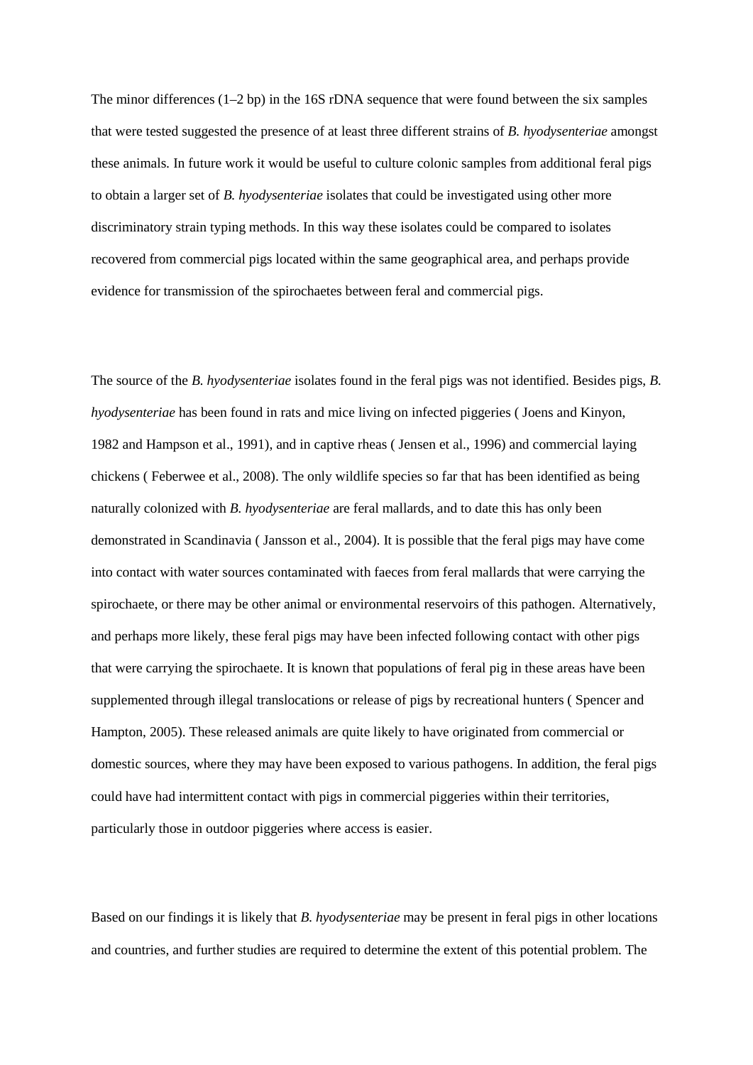The minor differences (1–2 bp) in the 16S rDNA sequence that were found between the six samples that were tested suggested the presence of at least three different strains of *B. hyodysenteriae* amongst these animals. In future work it would be useful to culture colonic samples from additional feral pigs to obtain a larger set of *B. hyodysenteriae* isolates that could be investigated using other more discriminatory strain typing methods. In this way these isolates could be compared to isolates recovered from commercial pigs located within the same geographical area, and perhaps provide evidence for transmission of the spirochaetes between feral and commercial pigs.

The source of the *B. hyodysenteriae* isolates found in the feral pigs was not identified. Besides pigs, *B. hyodysenteriae* has been found in rats and mice living on infected piggeries ( Joens and Kinyon, 1982 and Hampson et al., 1991), and in captive rheas ( Jensen et al., 1996) and commercial laying chickens ( Feberwee et al., 2008). The only wildlife species so far that has been identified as being naturally colonized with *B. hyodysenteriae* are feral mallards, and to date this has only been demonstrated in Scandinavia ( Jansson et al., 2004). It is possible that the feral pigs may have come into contact with water sources contaminated with faeces from feral mallards that were carrying the spirochaete, or there may be other animal or environmental reservoirs of this pathogen. Alternatively, and perhaps more likely, these feral pigs may have been infected following contact with other pigs that were carrying the spirochaete. It is known that populations of feral pig in these areas have been supplemented through illegal translocations or release of pigs by recreational hunters ( Spencer and Hampton, 2005). These released animals are quite likely to have originated from commercial or domestic sources, where they may have been exposed to various pathogens. In addition, the feral pigs could have had intermittent contact with pigs in commercial piggeries within their territories, particularly those in outdoor piggeries where access is easier.

Based on our findings it is likely that *B. hyodysenteriae* may be present in feral pigs in other locations and countries, and further studies are required to determine the extent of this potential problem. The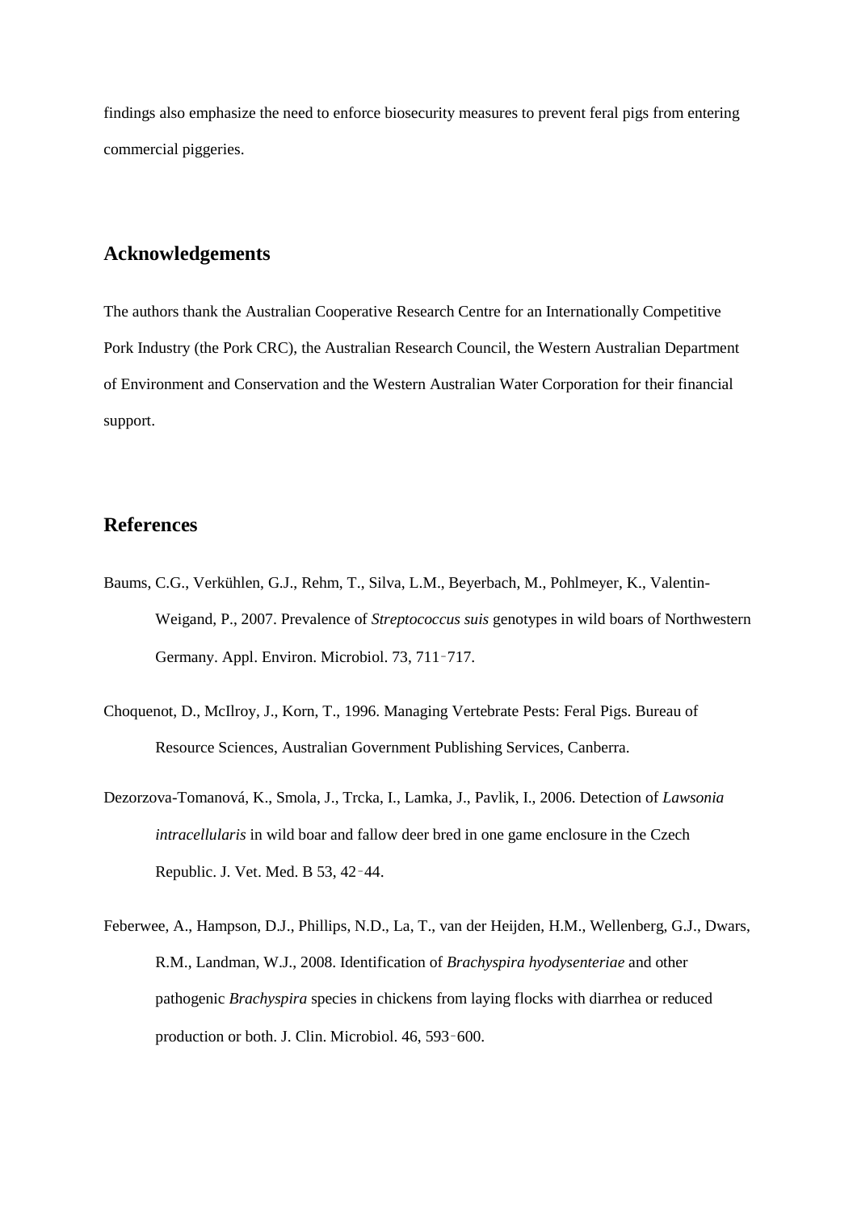findings also emphasize the need to enforce biosecurity measures to prevent feral pigs from entering commercial piggeries.

## Acknowledgements

The authors thank the Australian Cooperative Research Centre for an Internationally Competitive Pork Industry (the Pork CRC), the Australian Research Council, the Western Australian Department of Environment and Conservation and the Western Australian Water Corporation for their financial support.

## References

Baums, C.G., Verkühlen, G.J., Rehm, T., Silva, L.M., Beyerbach, M., Pohlmeyer, K., Valentin-Weigand, P., 2007. Prevalence of *Streptococcus suis* genotypes in wild boars of Northwestern Germany. Appl. Environ. Microbiol. 73, 711–717.

Choquenot, D., McIlroy, J., Korn, T., 1996. Managing Vertebrate Pests: Feral Pigs. Bureau of Resource Sciences, Australian Government Publishing Services, Canberra.

Dezorzova-Tomanová, K., Smola, J., Trcka, I., Lamka, J., Pavlik, I., 2006. Detection of *Lawsonia intracellularis* in wild boar and fallow deer bred in one game enclosure in the Czech Republic. J. Vet. Med. B 53, 42–44.

Feberwee, A., Hampson, D.J., Phillips, N.D., La, T., van der Heijden, H.M., Wellenberg, G.J., Dwars, R.M., Landman, W.J., 2008. Identification of *Brachyspira hyodysenteriae* and other pathogenic *Brachyspira* species in chickens from laying flocks with diarrhea or reduced production or both. J. Clin. Microbiol. 46, 593–600.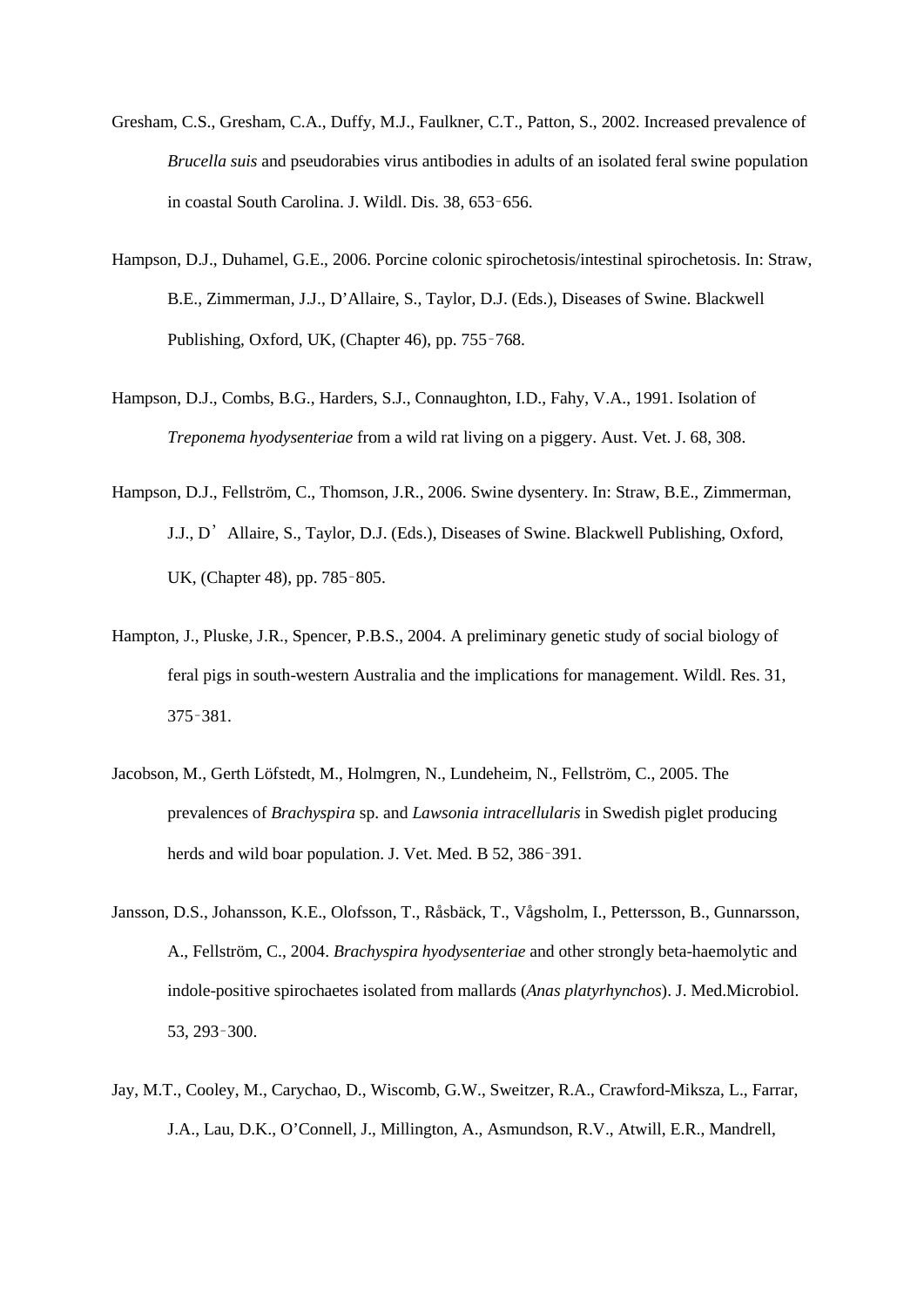Gresham, C.S., Gresham, C.A., Duffy, M.J., Faulkner, C.T., Patton, S., 2002. Increased prevalence of *Brucella suis* and pseudorabies virus antibodies in adults of an isolated feral swine population in coastal South Carolina. J. Wildl. Dis. 38, 653–656.

Hampson, D.J., Duhamel, G.E., 2006. Porcine colonic spirochetosis/intestinal spirochetosis. In: Straw, B.E., Zimmerman, J.J., D'Allaire, S., Taylor, D.J. (Eds.), Diseases of Swine. Blackwell Publishing, Oxford, UK, (Chapter 46), pp. 755–768.

Hampson, D.J., Combs, B.G., Harders, S.J., Connaughton, I.D., Fahy, V.A., 1991. Isolation of *Treponema hyodysenteriae* from a wild rat living on a piggery. Aust. Vet. J. 68, 308.

Hampson, D.J., Fellström, C., Thomson, J.R., 2006. Swine dysentery. In: Straw, B.E., Zimmerman, J.J., D' Allaire, S., Taylor, D.J. (Eds.), Diseases of Swine. Blackwell Publishing, Oxford, UK, (Chapter 48), pp. 785–805.

Hampton, J., Pluske, J.R., Spencer, P.B.S., 2004. A preliminary genetic study of social biology of feral pigs in south-western Australia and the implications for management. Wildl. Res. 31, 375–381.

Jacobson, M., Gerth Löfstedt, M., Holmgren, N., Lundeheim, N., Fellström, C., 2005. The prevalences of *Brachyspira* sp. and *Lawsonia intracellularis* in Swedish piglet producing herds and wild boar population. J. Vet. Med. B 52, 386–391.

Jansson, D.S., Johansson, K.E., Olofsson, T., Råsbäck, T., Vågsholm, I., Pettersson, B., Gunnarsson, A., Fellström, C., 2004. *Brachyspira hyodysenteriae* and other strongly beta-haemolytic and indole-positive spirochaetes isolated from mallards (*Anas platyrhynchos*). J. Med.Microbiol. 53, 293–300.

Jay, M.T., Cooley, M., Carychao, D., Wiscomb, G.W., Sweitzer, R.A., Crawford-Miksza, L., Farrar, J.A., Lau, D.K., O'Connell, J., Millington, A., Asmundson, R.V., Atwill, E.R., Mandrell,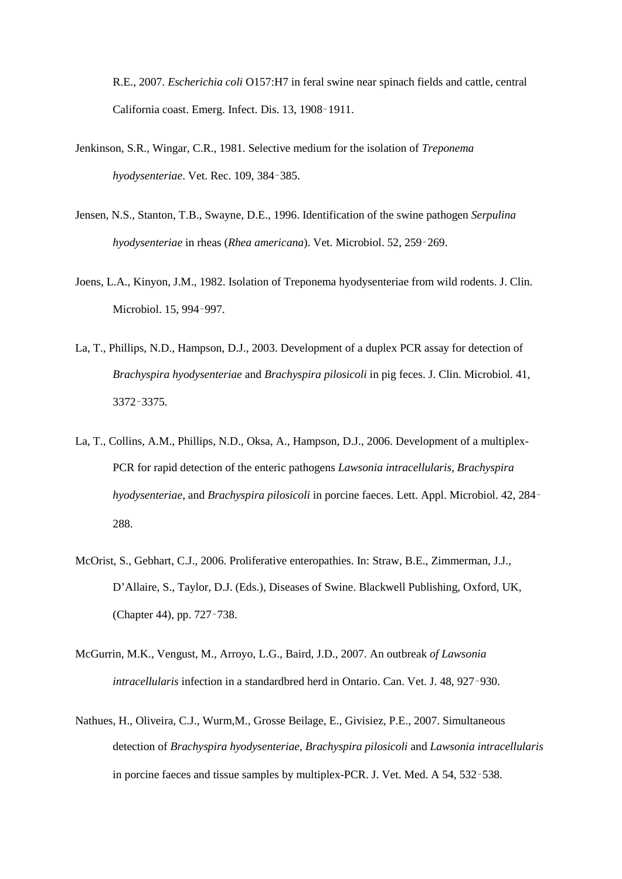R.E., 2007. *Escherichia coli* O157:H7 in feral swine near spinach fields and cattle, central California coast. Emerg. Infect. Dis. 13, 1908–1911.

Jenkinson, S.R., Wingar, C.R., 1981. Selective medium for the isolation of *Treponema hyodysenteriae*. Vet. Rec. 109, 384–385.

Jensen, N.S., Stanton, T.B., Swayne, D.E., 1996. Identification of the swine pathogen *Serpulina hyodysenteriae* in rheas (*Rhea americana*). Vet. Microbiol. 52, 259–269.

Joens, L.A., Kinyon, J.M., 1982. Isolation of Treponema hyodysenteriae from wild rodents. J. Clin. Microbiol. 15, 994–997.

La, T., Phillips, N.D., Hampson, D.J., 2003. Development of a duplex PCR assay for detection of *Brachyspira hyodysenteriae* and *Brachyspira pilosicoli* in pig feces. J. Clin. Microbiol. 41, 3372–3375.

La, T., Collins, A.M., Phillips, N.D., Oksa, A., Hampson, D.J., 2006. Development of a multiplex-PCR for rapid detection of the enteric pathogens *Lawsonia intracellularis*, *Brachyspira hyodysenteriae*, and *Brachyspira pilosicoli* in porcine faeces. Lett. Appl. Microbiol. 42, 284–288.

McOrist, S., Gebhart, C.J., 2006. Proliferative enteropathies. In: Straw, B.E., Zimmerman, J.J., D'Allaire, S., Taylor, D.J. (Eds.), Diseases of Swine. Blackwell Publishing, Oxford, UK, (Chapter 44), pp. 727–738.

McGurrin, M.K., Vengust, M., Arroyo, L.G., Baird, J.D., 2007. An outbreak *of Lawsonia intracellularis* infection in a standardbred herd in Ontario. Can. Vet. J. 48, 927–930.

Nathues, H., Oliveira, C.J., Wurm,M., Grosse Beilage, E., Givisiez, P.E., 2007. Simultaneous detection of *Brachyspira hyodysenteriae, Brachyspira pilosicoli* and *Lawsonia intracellularis* in porcine faeces and tissue samples by multiplex-PCR. J. Vet. Med. A 54, 532–538.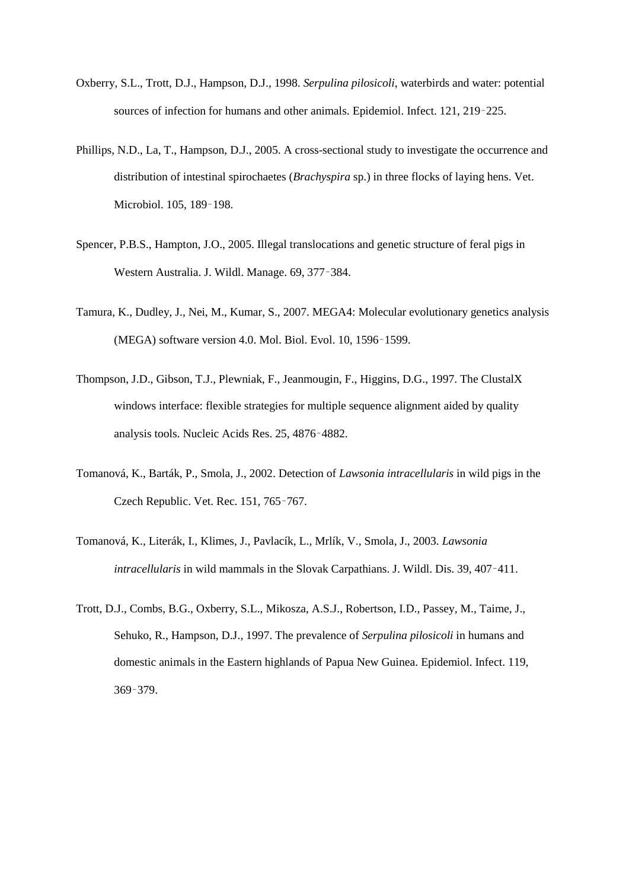Oxberry, S.L., Trott, D.J., Hampson, D.J., 1998. *Serpulina pilosicoli*, waterbirds and water: potential sources of infection for humans and other animals. Epidemiol. Infect. 121, 219‑225.

Phillips, N.D., La, T., Hampson, D.J., 2005. A cross-sectional study to investigate the occurrence and distribution of intestinal spirochaetes (*Brachyspira* sp.) in three flocks of laying hens. Vet. Microbiol. 105, 189‑198.

Spencer, P.B.S., Hampton, J.O., 2005. Illegal translocations and genetic structure of feral pigs in Western Australia. J. Wildl. Manage. 69, 377‑384.

Tamura, K., Dudley, J., Nei, M., Kumar, S., 2007. MEGA4: Molecular evolutionary genetics analysis (MEGA) software version 4.0. Mol. Biol. Evol. 10, 1596‑1599.

Thompson, J.D., Gibson, T.J., Plewniak, F., Jeanmougin, F., Higgins, D.G., 1997. The ClustalX windows interface: flexible strategies for multiple sequence alignment aided by quality analysis tools. Nucleic Acids Res. 25, 4876‑4882.

Tomanová, K., Barták, P., Smola, J., 2002. Detection of *Lawsonia intracellularis* in wild pigs in the Czech Republic. Vet. Rec. 151, 765‑767.

Tomanová, K., Literák, I., Klimes, J., Pavlacík, L., Mrlík, V., Smola, J., 2003. *Lawsonia intracellularis* in wild mammals in the Slovak Carpathians. J. Wildl. Dis. 39, 407‑411.

Trott, D.J., Combs, B.G., Oxberry, S.L., Mikosza, A.S.J., Robertson, I.D., Passey, M., Taime, J., Sehuko, R., Hampson, D.J., 1997. The prevalence of *Serpulina pilosicoli* in humans and domestic animals in the Eastern highlands of Papua New Guinea. Epidemiol. Infect. 119, 369‑379.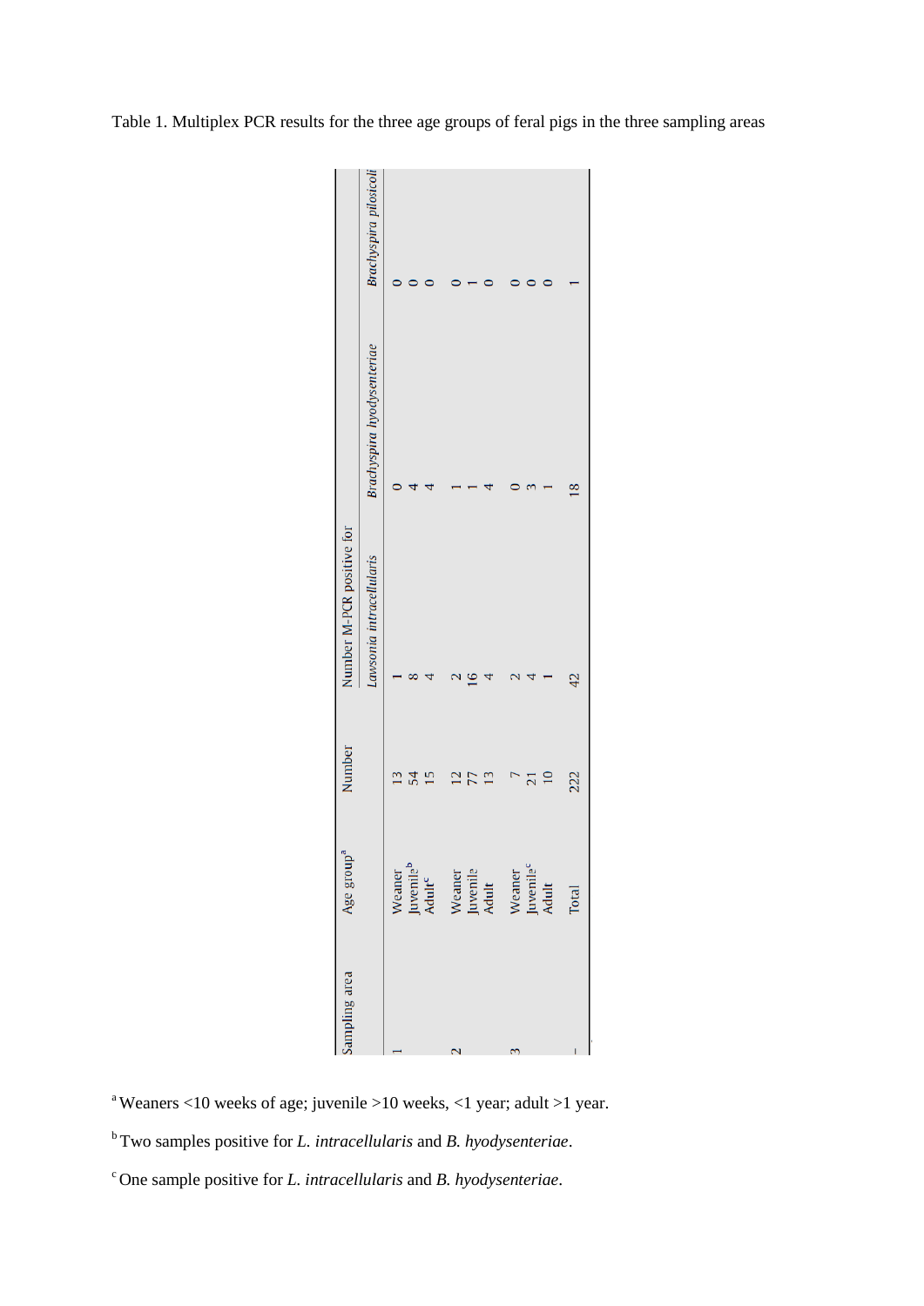Table 1. Multiplex PCR results for the three age groups of feral pigs in the three sampling areas

| Sampling area | Age group[a] | Number | Number M-PCR positive for | | |
|---|---|---|---|---|---|
| | | | *Lawsonia intracellularis* | *Brachyspira hyodysenteriae* | *Brachyspira pilosicoli* |
| 1 | Weaner | 13 | 1 | 0 | 0 |
| | Juvenile[b] | 54 | 8 | 4 | 0 |
| | Adult[c] | 15 | 4 | 4 | 0 |
| 2 | Weaner | 12 | 2 | 1 | 0 |
| | Juvenile | 77 | 16 | 1 | 1 |
| | Adult | 13 | 4 | 4 | 0 |
| 3 | Weaner | 7 | 2 | 0 | 0 |
| | Juvenile[c] | 21 | 4 | 3 | 0 |
| | Adult | 10 | 1 | 1 | 0 |
| | Total | 222 | 42 | 18 | 1 |

[a] Weaners <10 weeks of age; juvenile >10 weeks, <1 year; adult >1 year.

[b] Two samples positive for *L. intracellularis* and *B. hyodysenteriae*.

[c] One sample positive for *L. intracellularis* and *B. hyodysenteriae*.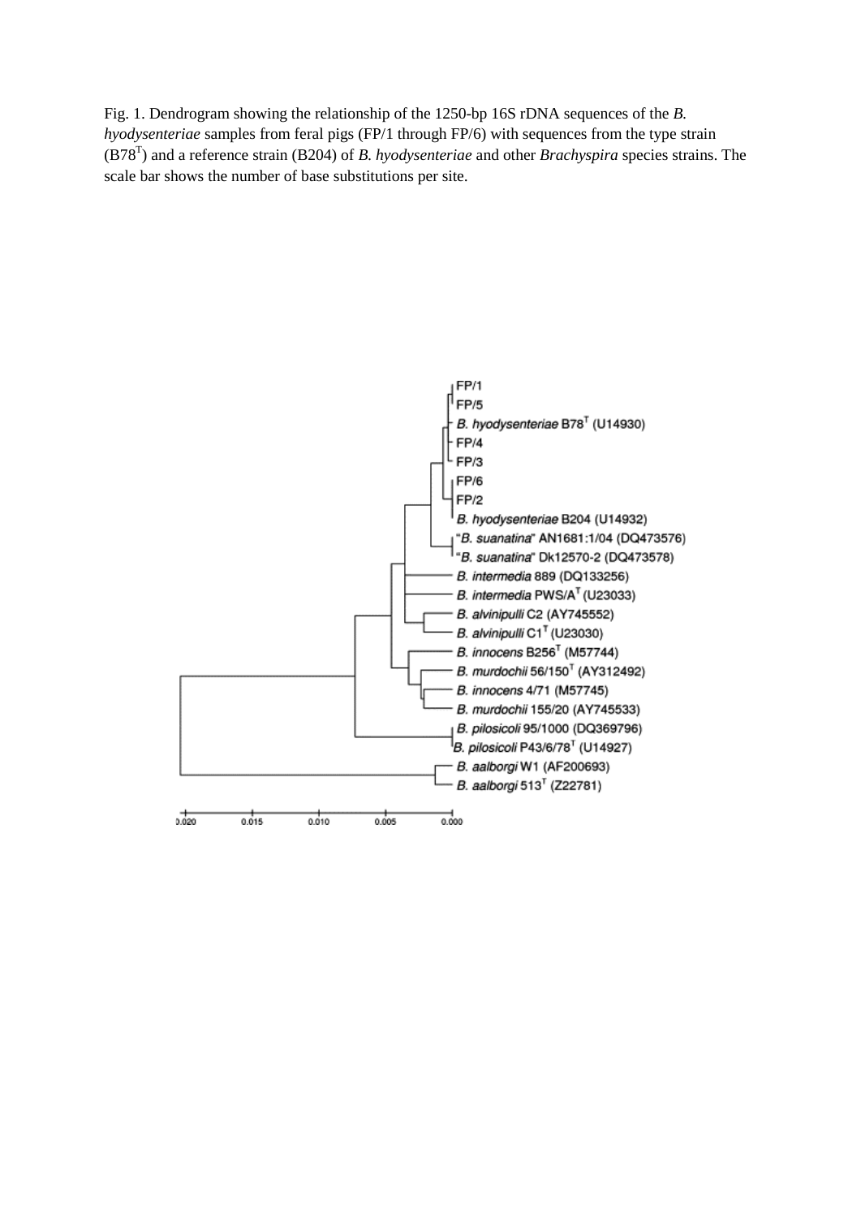Fig. 1. Dendrogram showing the relationship of the 1250-bp 16S rDNA sequences of the *B. hyodysenteriae* samples from feral pigs (FP/1 through FP/6) with sequences from the type strain (B78[T]) and a reference strain (B204) of *B. hyodysenteriae* and other *Brachyspira* species strains. The scale bar shows the number of base substitutions per site.

FP/1
FP/5
*B. hyodysenteriae* B78[T] (U14930)
FP/4
FP/3
FP/6
FP/2
*B. hyodysenteriae* B204 (U14932)
"*B. suanatina*" AN1681:1/04 (DQ473576)
"*B. suanatina*" Dk12570-2 (DQ473578)
*B. intermedia* 889 (DQ133256)
*B. intermedia* PWS/A[T] (U23033)
*B. alvinipulli* C2 (AY745552)
*B. alvinipulli* C1[T] (U23030)
*B. innocens* B256[T] (M57744)
*B. murdochii* 56/150[T] (AY312492)
*B. innocens* 4/71 (M57745)
*B. murdochii* 155/20 (AY745533)
*B. pilosicoli* 95/1000 (DQ369796)
*B. pilosicoli* P43/6/78[T] (U14927)
*B. aalborgi* W1 (AF200693)
*B. aalborgi* 513[T] (Z22781)

0.020 0.015 0.010 0.005 0.000